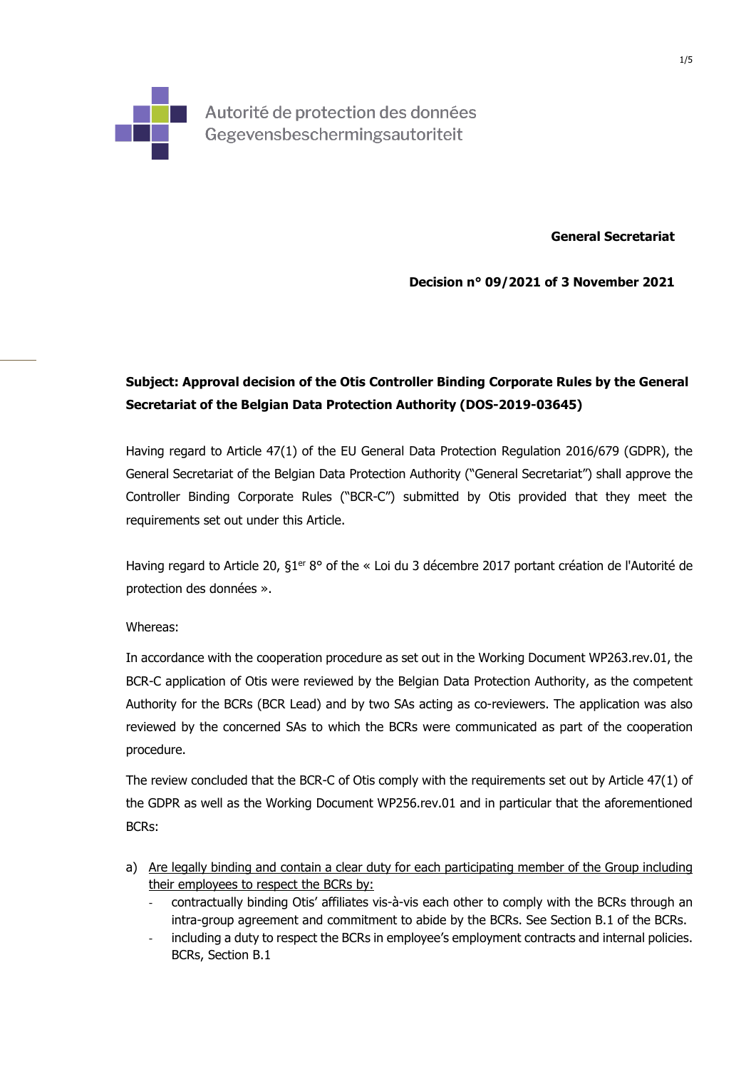Autorité de protection des données
Gegevensbeschermingsautoriteit

**General Secretariat**

**Decision n° 09/2021 of 3 November 2021**

**Subject: Approval decision of the Otis Controller Binding Corporate Rules by the General Secretariat of the Belgian Data Protection Authority (DOS-2019-03645)**

Having regard to Article 47(1) of the EU General Data Protection Regulation 2016/679 (GDPR), the General Secretariat of the Belgian Data Protection Authority ("General Secretariat") shall approve the Controller Binding Corporate Rules ("BCR-C") submitted by Otis provided that they meet the requirements set out under this Article.

Having regard to Article 20, §1er 8° of the « Loi du 3 décembre 2017 portant création de l'Autorité de protection des données ».

Whereas:

In accordance with the cooperation procedure as set out in the Working Document WP263.rev.01, the BCR-C application of Otis were reviewed by the Belgian Data Protection Authority, as the competent Authority for the BCRs (BCR Lead) and by two SAs acting as co-reviewers. The application was also reviewed by the concerned SAs to which the BCRs were communicated as part of the cooperation procedure.

The review concluded that the BCR-C of Otis comply with the requirements set out by Article 47(1) of the GDPR as well as the Working Document WP256.rev.01 and in particular that the aforementioned BCRs:

a) Are legally binding and contain a clear duty for each participating member of the Group including their employees to respect the BCRs by:
   - contractually binding Otis' affiliates vis-à-vis each other to comply with the BCRs through an intra-group agreement and commitment to abide by the BCRs. See Section B.1 of the BCRs.
   - including a duty to respect the BCRs in employee's employment contracts and internal policies. BCRs, Section B.1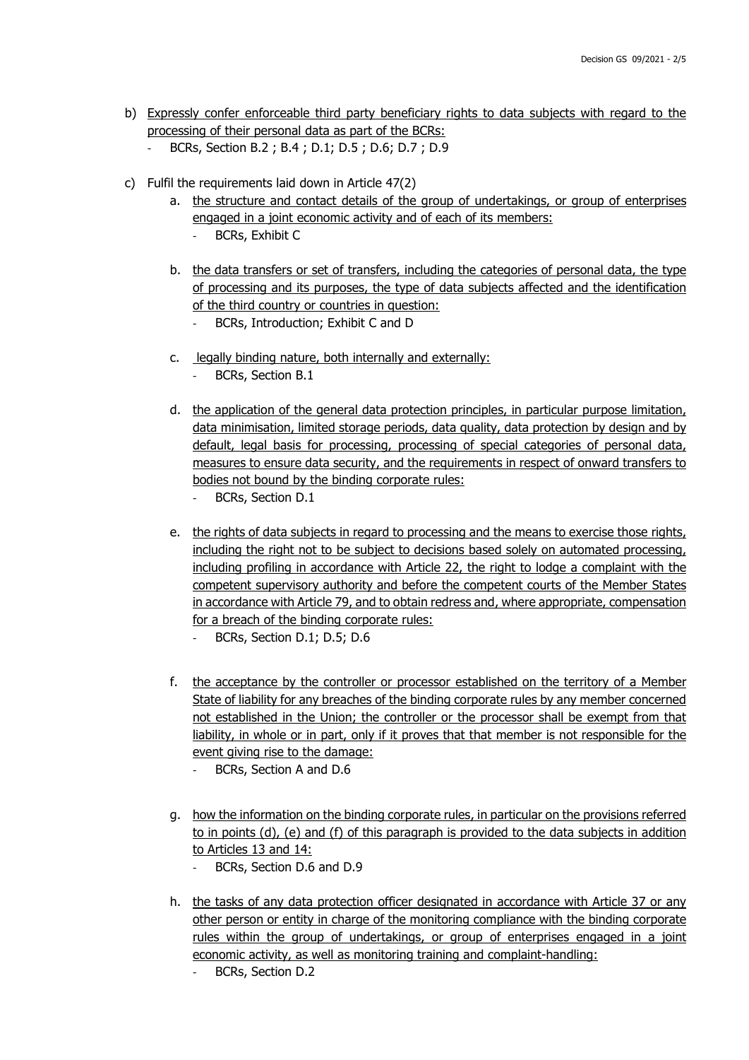b) <u>Expressly confer enforceable third party beneficiary rights to data subjects with regard to the processing of their personal data as part of the BCRs:</u>
   - BCRs, Section B.2 ; B.4 ; D.1; D.5 ; D.6; D.7 ; D.9

c) Fulfil the requirements laid down in Article 47(2)
   a. <u>the structure and contact details of the group of undertakings, or group of enterprises engaged in a joint economic activity and of each of its members:</u>
      - BCRs, Exhibit C

   b. <u>the data transfers or set of transfers, including the categories of personal data, the type of processing and its purposes, the type of data subjects affected and the identification of the third country or countries in question:</u>
      - BCRs, Introduction; Exhibit C and D

   c. <u>legally binding nature, both internally and externally:</u>
      - BCRs, Section B.1

   d. <u>the application of the general data protection principles, in particular purpose limitation, data minimisation, limited storage periods, data quality, data protection by design and by default, legal basis for processing, processing of special categories of personal data, measures to ensure data security, and the requirements in respect of onward transfers to bodies not bound by the binding corporate rules:</u>
      - BCRs, Section D.1

   e. <u>the rights of data subjects in regard to processing and the means to exercise those rights, including the right not to be subject to decisions based solely on automated processing, including profiling in accordance with Article 22, the right to lodge a complaint with the competent supervisory authority and before the competent courts of the Member States in accordance with Article 79, and to obtain redress and, where appropriate, compensation for a breach of the binding corporate rules:</u>
      - BCRs, Section D.1; D.5; D.6

   f. <u>the acceptance by the controller or processor established on the territory of a Member State of liability for any breaches of the binding corporate rules by any member concerned not established in the Union; the controller or the processor shall be exempt from that liability, in whole or in part, only if it proves that that member is not responsible for the event giving rise to the damage:</u>
      - BCRs, Section A and D.6

   g. <u>how the information on the binding corporate rules, in particular on the provisions referred to in points (d), (e) and (f) of this paragraph is provided to the data subjects in addition to Articles 13 and 14:</u>
      - BCRs, Section D.6 and D.9

   h. <u>the tasks of any data protection officer designated in accordance with Article 37 or any other person or entity in charge of the monitoring compliance with the binding corporate rules within the group of undertakings, or group of enterprises engaged in a joint economic activity, as well as monitoring training and complaint-handling:</u>
      - BCRs, Section D.2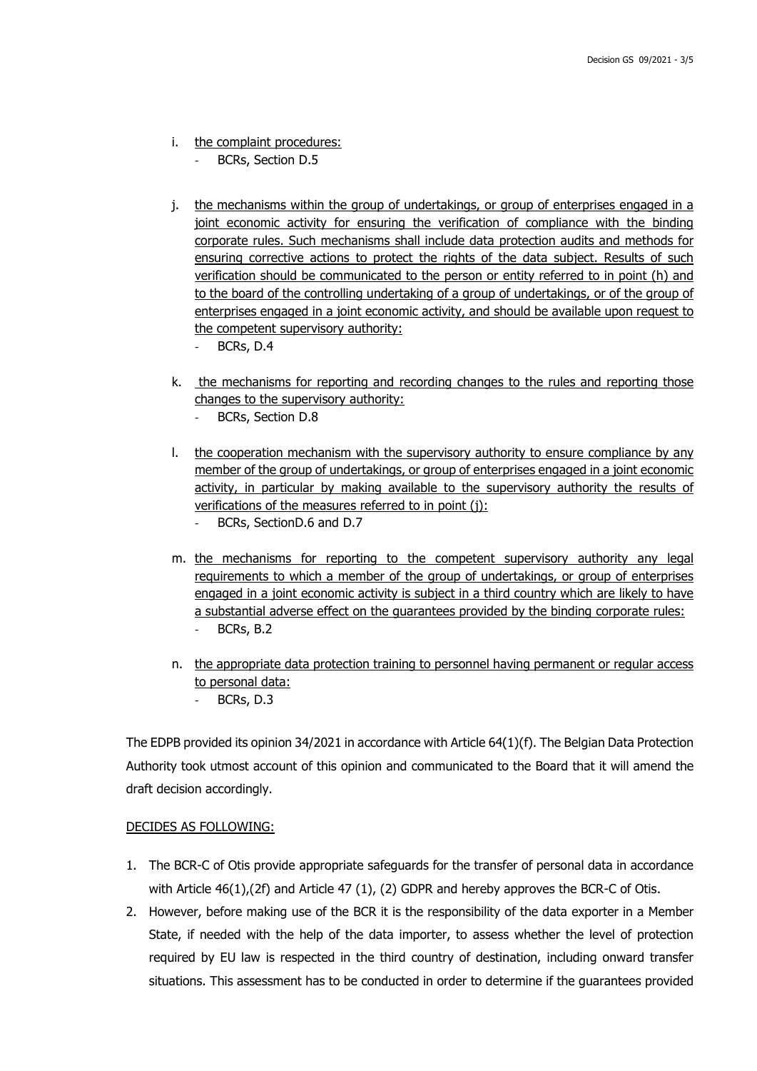i. <u>the complaint procedures:</u>
   - BCRs, Section D.5

j. <u>the mechanisms within the group of undertakings, or group of enterprises engaged in a joint economic activity for ensuring the verification of compliance with the binding corporate rules. Such mechanisms shall include data protection audits and methods for ensuring corrective actions to protect the rights of the data subject. Results of such verification should be communicated to the person or entity referred to in point (h) and to the board of the controlling undertaking of a group of undertakings, or of the group of enterprises engaged in a joint economic activity, and should be available upon request to the competent supervisory authority:</u>
   - BCRs, D.4

k. <u>the mechanisms for reporting and recording changes to the rules and reporting those changes to the supervisory authority:</u>
   - BCRs, Section D.8

l. <u>the cooperation mechanism with the supervisory authority to ensure compliance by any member of the group of undertakings, or group of enterprises engaged in a joint economic activity, in particular by making available to the supervisory authority the results of verifications of the measures referred to in point (j):</u>
   - BCRs, SectionD.6 and D.7

m. <u>the mechanisms for reporting to the competent supervisory authority any legal requirements to which a member of the group of undertakings, or group of enterprises engaged in a joint economic activity is subject in a third country which are likely to have a substantial adverse effect on the guarantees provided by the binding corporate rules:</u>
   - BCRs, B.2

n. <u>the appropriate data protection training to personnel having permanent or regular access to personal data:</u>
   - BCRs, D.3

The EDPB provided its opinion 34/2021 in accordance with Article 64(1)(f). The Belgian Data Protection Authority took utmost account of this opinion and communicated to the Board that it will amend the draft decision accordingly.

<u>DECIDES AS FOLLOWING:</u>

1. The BCR-C of Otis provide appropriate safeguards for the transfer of personal data in accordance with Article 46(1),(2f) and Article 47 (1), (2) GDPR and hereby approves the BCR-C of Otis.
2. However, before making use of the BCR it is the responsibility of the data exporter in a Member State, if needed with the help of the data importer, to assess whether the level of protection required by EU law is respected in the third country of destination, including onward transfer situations. This assessment has to be conducted in order to determine if the guarantees provided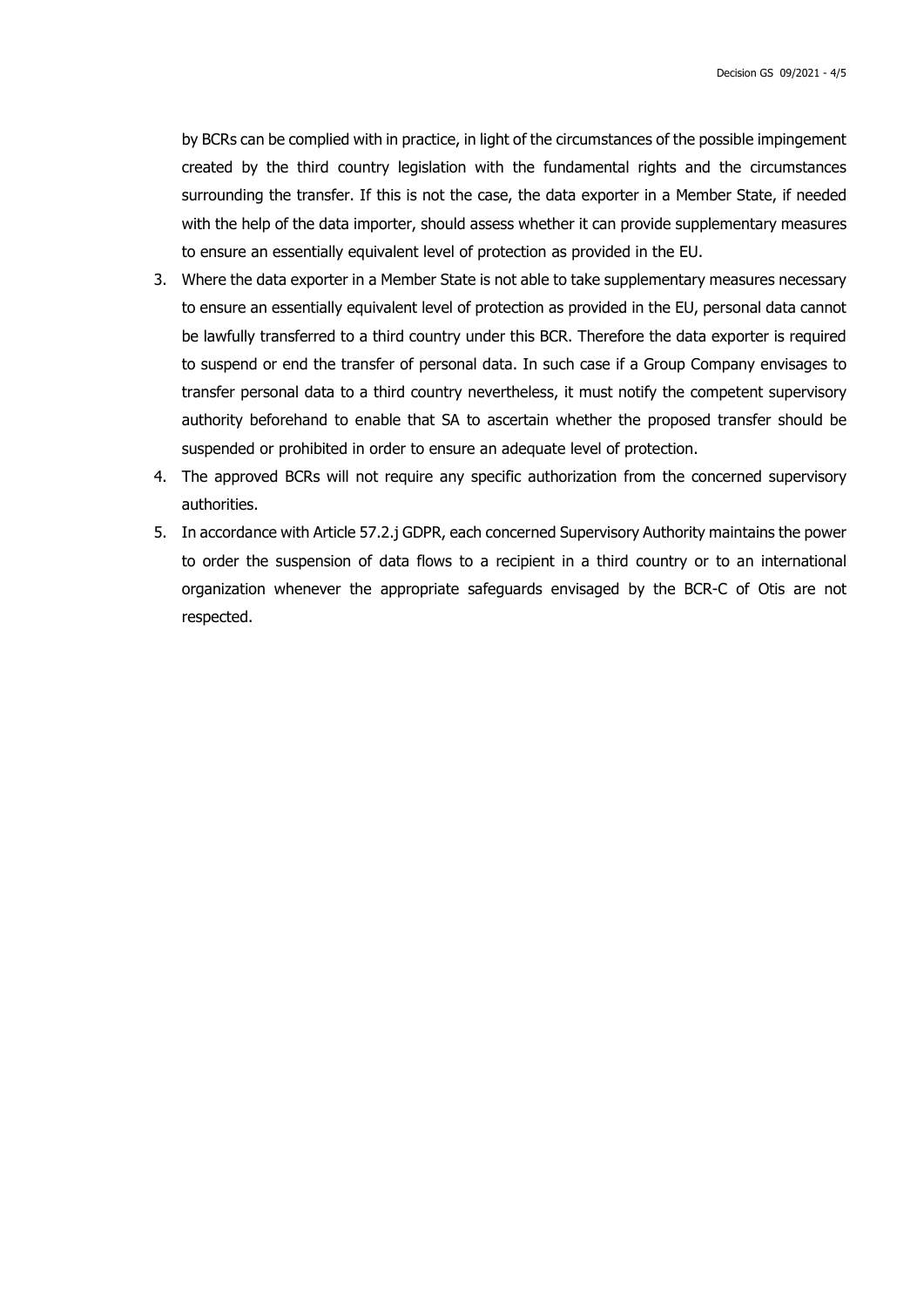by BCRs can be complied with in practice, in light of the circumstances of the possible impingement created by the third country legislation with the fundamental rights and the circumstances surrounding the transfer. If this is not the case, the data exporter in a Member State, if needed with the help of the data importer, should assess whether it can provide supplementary measures to ensure an essentially equivalent level of protection as provided in the EU.

3. Where the data exporter in a Member State is not able to take supplementary measures necessary to ensure an essentially equivalent level of protection as provided in the EU, personal data cannot be lawfully transferred to a third country under this BCR. Therefore the data exporter is required to suspend or end the transfer of personal data. In such case if a Group Company envisages to transfer personal data to a third country nevertheless, it must notify the competent supervisory authority beforehand to enable that SA to ascertain whether the proposed transfer should be suspended or prohibited in order to ensure an adequate level of protection.
4. The approved BCRs will not require any specific authorization from the concerned supervisory authorities.
5. In accordance with Article 57.2.j GDPR, each concerned Supervisory Authority maintains the power to order the suspension of data flows to a recipient in a third country or to an international organization whenever the appropriate safeguards envisaged by the BCR-C of Otis are not respected.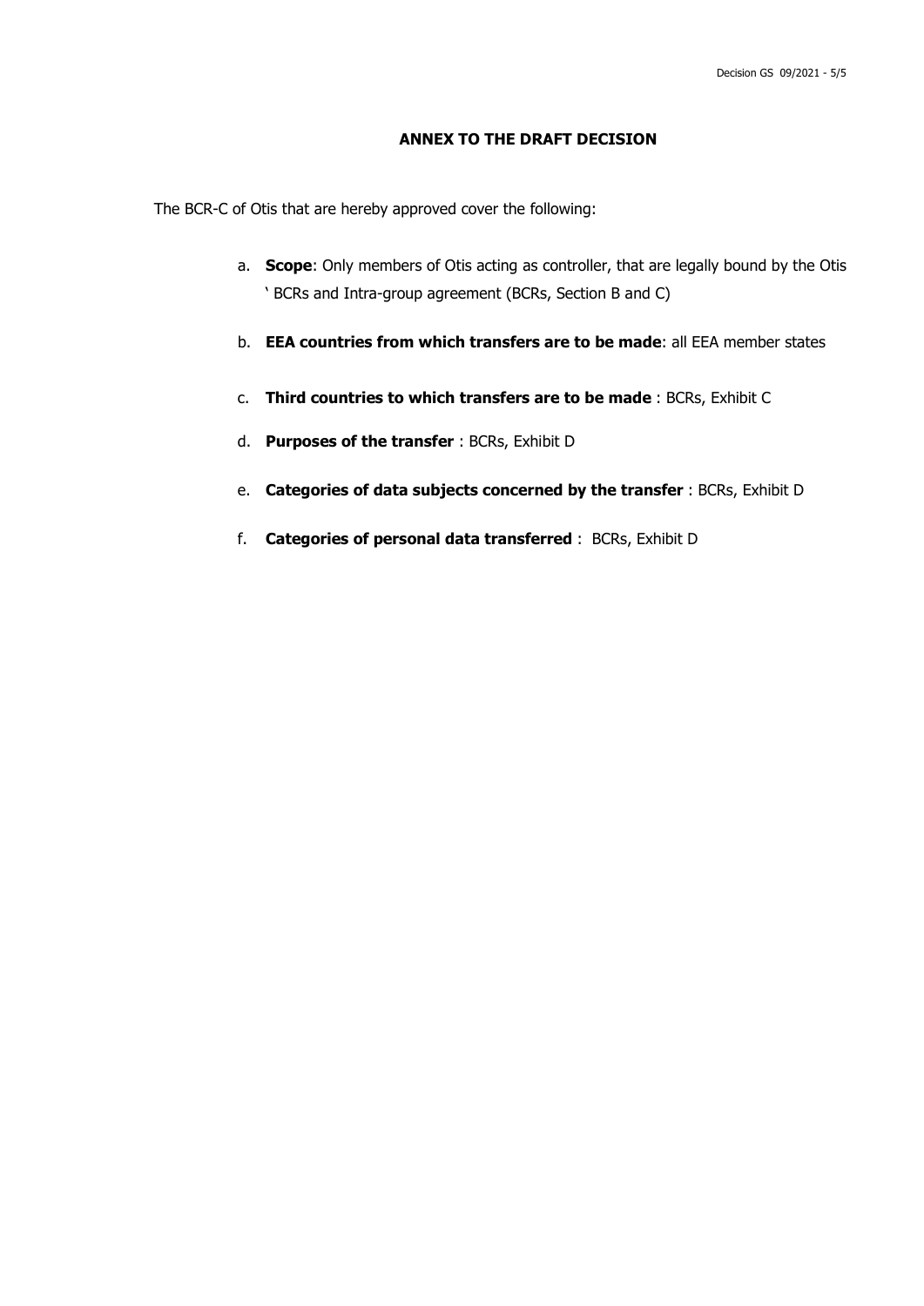## ANNEX TO THE DRAFT DECISION

The BCR-C of Otis that are hereby approved cover the following:

a. **Scope**: Only members of Otis acting as controller, that are legally bound by the Otis ' BCRs and Intra-group agreement (BCRs, Section B and C)

b. **EEA countries from which transfers are to be made**: all EEA member states

c. **Third countries to which transfers are to be made** : BCRs, Exhibit C

d. **Purposes of the transfer** : BCRs, Exhibit D

e. **Categories of data subjects concerned by the transfer** : BCRs, Exhibit D

f. **Categories of personal data transferred** : BCRs, Exhibit D